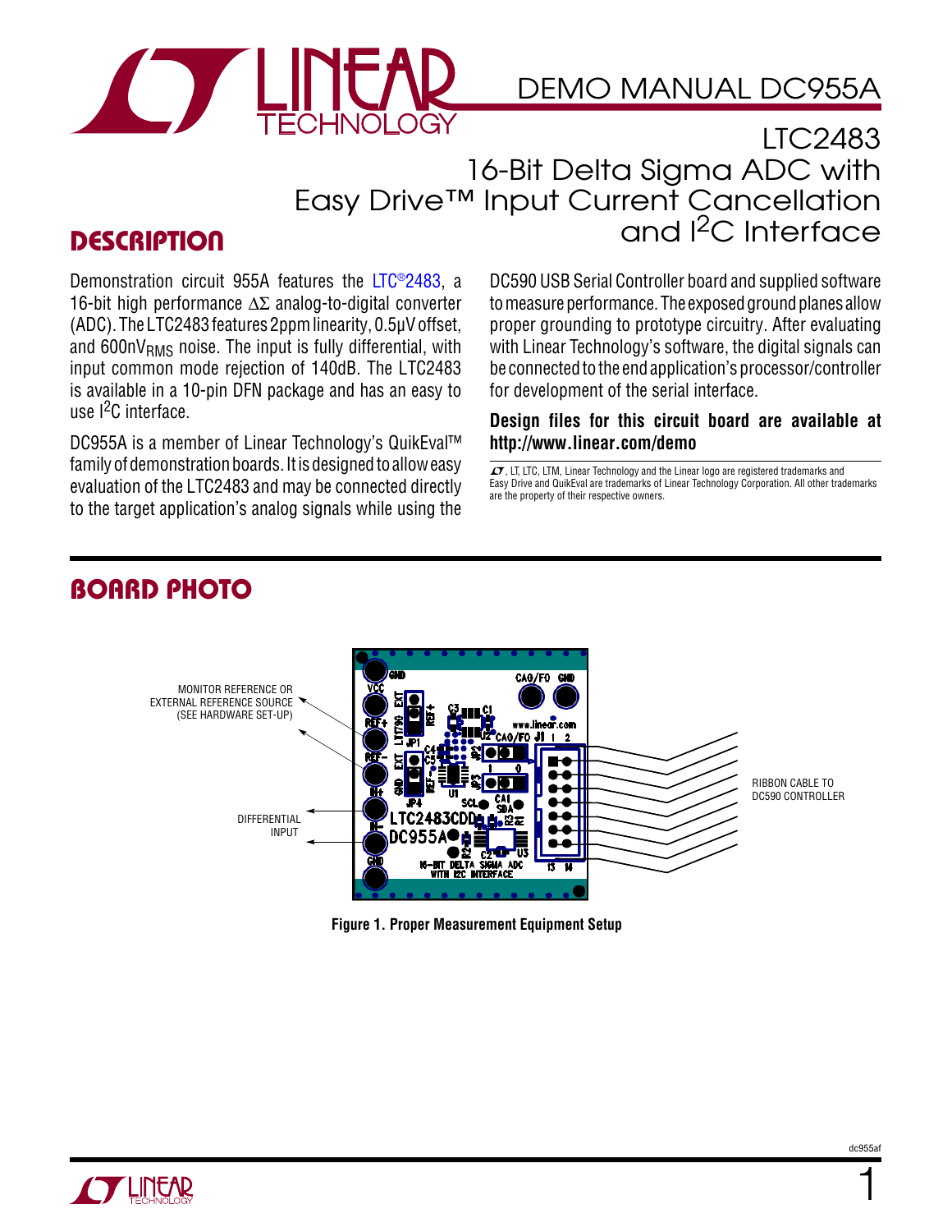# DEMO MANUAL DC955A

## LTC2483 16-Bit Delta Sigma ADC with Easy Drive™ Input Current Cancellation and I²C Interface

## DESCRIPTION

Demonstration circuit 955A features the LTC®2483, a 16-bit high performance ΔΣ analog-to-digital converter (ADC). The LTC2483 features 2ppm linearity, 0.5µV offset, and 600nV$_{RMS}$ noise. The input is fully differential, with input common mode rejection of 140dB. The LTC2483 is available in a 10-pin DFN package and has an easy to use I²C interface.

DC955A is a member of Linear Technology's QuikEval™ family of demonstration boards. It is designed to allow easy evaluation of the LTC2483 and may be connected directly to the target application's analog signals while using the DC590 USB Serial Controller board and supplied software to measure performance. The exposed ground planes allow proper grounding to prototype circuitry. After evaluating with Linear Technology's software, the digital signals can be connected to the end application's processor/controller for development of the serial interface.

**Design files for this circuit board are available at http://www.linear.com/demo**

LT, LTC, LTM, Linear Technology and the Linear logo are registered trademarks and Easy Drive and QuikEval are trademarks of Linear Technology Corporation. All other trademarks are the property of their respective owners.

## BOARD PHOTO

MONITOR REFERENCE OR EXTERNAL REFERENCE SOURCE (SEE HARDWARE SET-UP)

DIFFERENTIAL INPUT

RIBBON CABLE TO DC590 CONTROLLER

Figure 1. Proper Measurement Equipment Setup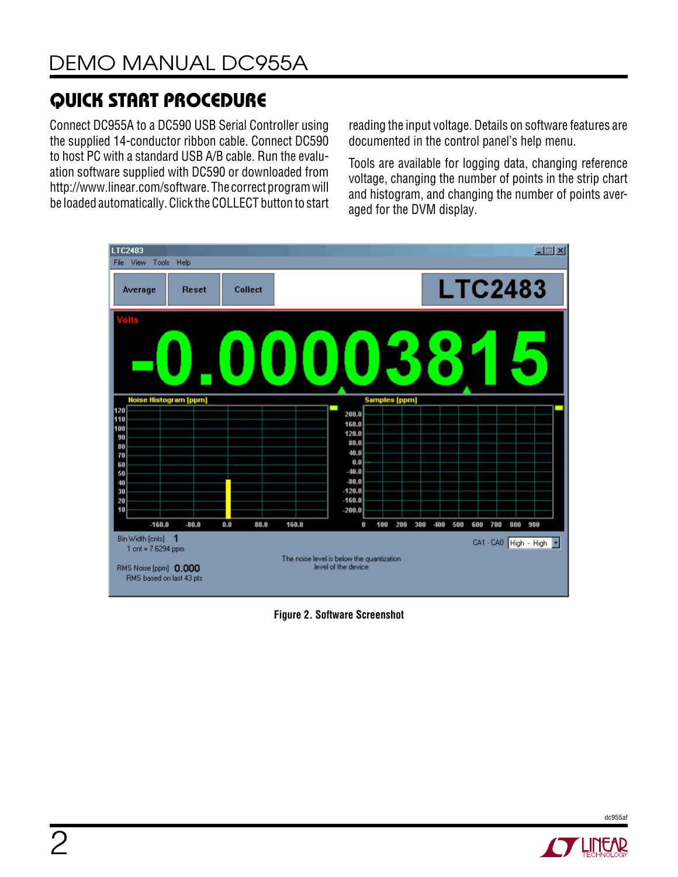## QUICK START PROCEDURE

Connect DC955A to a DC590 USB Serial Controller using the supplied 14-conductor ribbon cable. Connect DC590 to host PC with a standard USB A/B cable. Run the evaluation software supplied with DC590 or downloaded from http://www.linear.com/software. The correct program will be loaded automatically. Click the COLLECT button to start reading the input voltage. Details on software features are documented in the control panel's help menu.

Tools are available for logging data, changing reference voltage, changing the number of points in the strip chart and histogram, and changing the number of points averaged for the DVM display.

**Figure 2. Software Screenshot**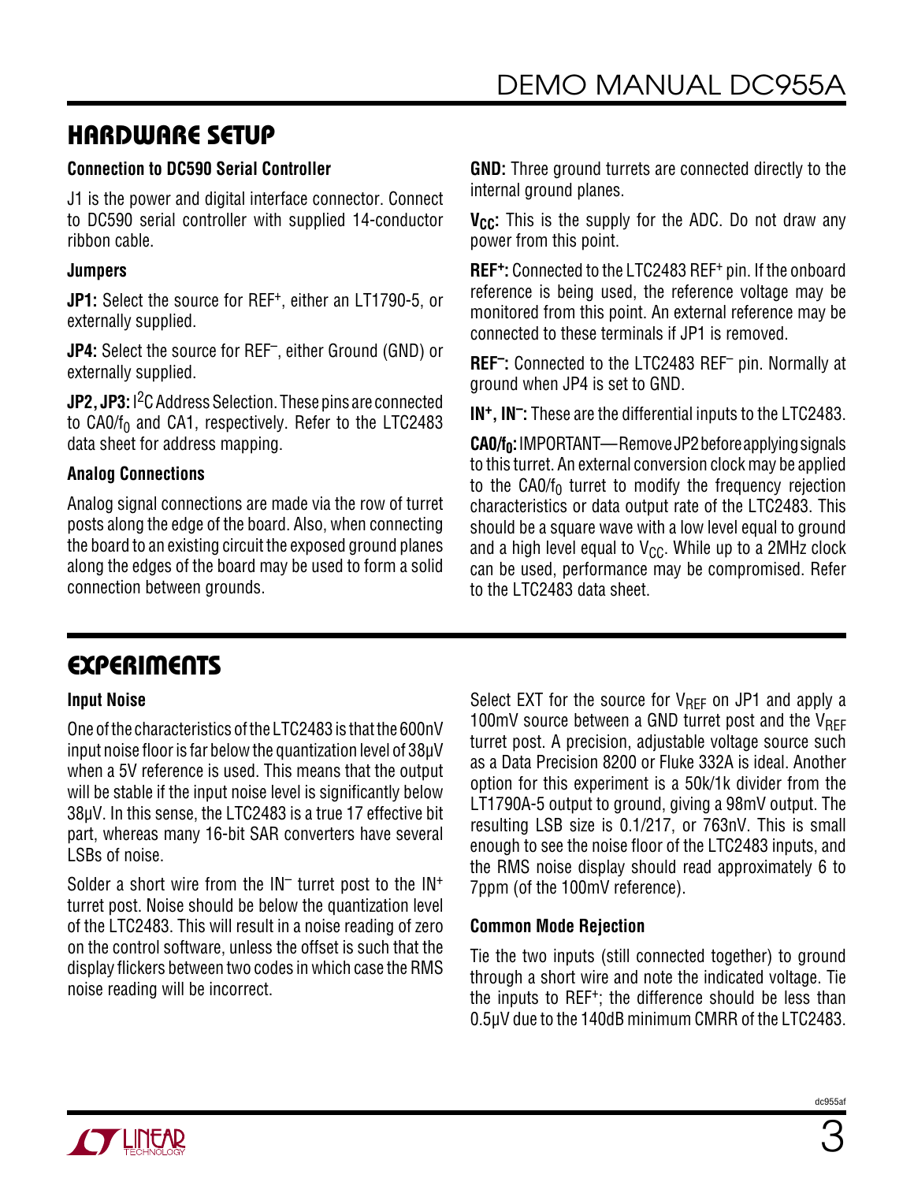## HARDWARE SETUP

### Connection to DC590 Serial Controller

J1 is the power and digital interface connector. Connect to DC590 serial controller with supplied 14-conductor ribbon cable.

### Jumpers

**JP1:** Select the source for $REF^+$, either an LT1790-5, or externally supplied.

**JP4:** Select the source for $REF^–$, either Ground (GND) or externally supplied.

**JP2, JP3:** $I^2C$ Address Selection. These pins are connected to $CA0/f_0$ and CA1, respectively. Refer to the LTC2483 data sheet for address mapping.

### Analog Connections

Analog signal connections are made via the row of turret posts along the edge of the board. Also, when connecting the board to an existing circuit the exposed ground planes along the edges of the board may be used to form a solid connection between grounds.

**GND:** Three ground turrets are connected directly to the internal ground planes.

**$V_{CC}$:** This is the supply for the ADC. Do not draw any power from this point.

**$REF^+$:** Connected to the LTC2483 $REF^+$ pin. If the onboard reference is being used, the reference voltage may be monitored from this point. An external reference may be connected to these terminals if JP1 is removed.

**$REF^–$:** Connected to the LTC2483 $REF^–$ pin. Normally at ground when JP4 is set to GND.

**$IN^+$, $IN^–$:** These are the differential inputs to the LTC2483.

**$CA0/f_0$:** IMPORTANT—Remove JP2 before applying signals to this turret. An external conversion clock may be applied to the $CA0/f_0$ turret to modify the frequency rejection characteristics or data output rate of the LTC2483. This should be a square wave with a low level equal to ground and a high level equal to $V_{CC}$. While up to a 2MHz clock can be used, performance may be compromised. Refer to the LTC2483 data sheet.

## EXPERIMENTS

### Input Noise

One of the characteristics of the LTC2483 is that the 600nV input noise floor is far below the quantization level of 38µV when a 5V reference is used. This means that the output will be stable if the input noise level is significantly below 38µV. In this sense, the LTC2483 is a true 17 effective bit part, whereas many 16-bit SAR converters have several LSBs of noise.

Solder a short wire from the $IN^–$ turret post to the $IN^+$ turret post. Noise should be below the quantization level of the LTC2483. This will result in a noise reading of zero on the control software, unless the offset is such that the display flickers between two codes in which case the RMS noise reading will be incorrect.

Select EXT for the source for $V_{REF}$ on JP1 and apply a 100mV source between a GND turret post and the $V_{REF}$ turret post. A precision, adjustable voltage source such as a Data Precision 8200 or Fluke 332A is ideal. Another option for this experiment is a 50k/1k divider from the LT1790A-5 output to ground, giving a 98mV output. The resulting LSB size is 0.1/217, or 763nV. This is small enough to see the noise floor of the LTC2483 inputs, and the RMS noise display should read approximately 6 to 7ppm (of the 100mV reference).

### Common Mode Rejection

Tie the two inputs (still connected together) to ground through a short wire and note the indicated voltage. Tie the inputs to $REF^+$; the difference should be less than 0.5µV due to the 140dB minimum CMRR of the LTC2483.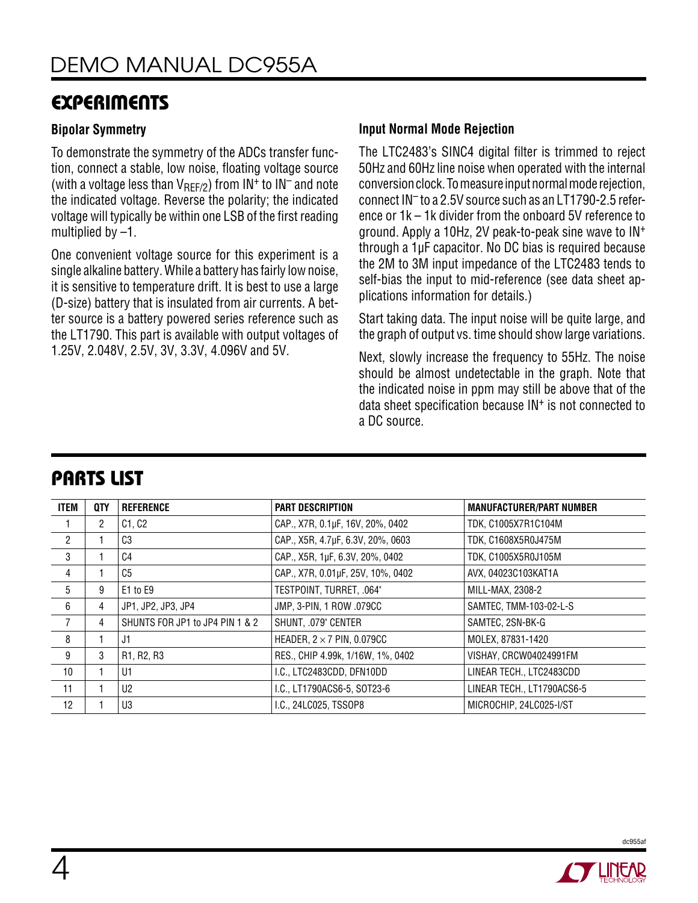## EXPERIMENTS

### Bipolar Symmetry

To demonstrate the symmetry of the ADCs transfer function, connect a stable, low noise, floating voltage source (with a voltage less than $V_{REF/2}$) from $IN^+$ to $IN^-$ and note the indicated voltage. Reverse the polarity; the indicated voltage will typically be within one LSB of the first reading multiplied by –1.

One convenient voltage source for this experiment is a single alkaline battery. While a battery has fairly low noise, it is sensitive to temperature drift. It is best to use a large (D-size) battery that is insulated from air currents. A better source is a battery powered series reference such as the LT1790. This part is available with output voltages of 1.25V, 2.048V, 2.5V, 3V, 3.3V, 4.096V and 5V.

### Input Normal Mode Rejection

The LTC2483's SINC4 digital filter is trimmed to reject 50Hz and 60Hz line noise when operated with the internal conversion clock. To measure input normal mode rejection, connect $IN^-$ to a 2.5V source such as an LT1790-2.5 reference or 1k – 1k divider from the onboard 5V reference to ground. Apply a 10Hz, 2V peak-to-peak sine wave to $IN^+$ through a 1µF capacitor. No DC bias is required because the 2M to 3M input impedance of the LTC2483 tends to self-bias the input to mid-reference (see data sheet applications information for details.)

Start taking data. The input noise will be quite large, and the graph of output vs. time should show large variations.

Next, slowly increase the frequency to 55Hz. The noise should be almost undetectable in the graph. Note that the indicated noise in ppm may still be above that of the data sheet specification because $IN^+$ is not connected to a DC source.

## PARTS LIST

| ITEM | QTY | REFERENCE | PART DESCRIPTION | MANUFACTURER/PART NUMBER |
|---|---|---|---|---|
| 1 | 2 | C1, C2 | CAP., X7R, 0.1µF, 16V, 20%, 0402 | TDK, C1005X7R1C104M |
| 2 | 1 | C3 | CAP., X5R, 4.7µF, 6.3V, 20%, 0603 | TDK, C1608X5R0J475M |
| 3 | 1 | C4 | CAP., X5R, 1µF, 6.3V, 20%, 0402 | TDK, C1005X5R0J105M |
| 4 | 1 | C5 | CAP., X7R, 0.01µF, 25V, 10%, 0402 | AVX, 04023C103KAT1A |
| 5 | 9 | E1 to E9 | TESTPOINT, TURRET, .064" | MILL-MAX, 2308-2 |
| 6 | 4 | JP1, JP2, JP3, JP4 | JMP, 3-PIN, 1 ROW .079CC | SAMTEC, TMM-103-02-L-S |
| 7 | 4 | SHUNTS FOR JP1 to JP4 PIN 1 & 2 | SHUNT, .079" CENTER | SAMTEC, 2SN-BK-G |
| 8 | 1 | J1 | HEADER, 2 × 7 PIN, 0.079CC | MOLEX, 87831-1420 |
| 9 | 3 | R1, R2, R3 | RES., CHIP 4.99k, 1/16W, 1%, 0402 | VISHAY, CRCW04024991FM |
| 10 | 1 | U1 | I.C., LTC2483CDD, DFN10DD | LINEAR TECH., LTC2483CDD |
| 11 | 1 | U2 | I.C., LT1790ACS6-5, SOT23-6 | LINEAR TECH., LT1790ACS6-5 |
| 12 | 1 | U3 | I.C., 24LC025, TSSOP8 | MICROCHIP, 24LC025-I/ST |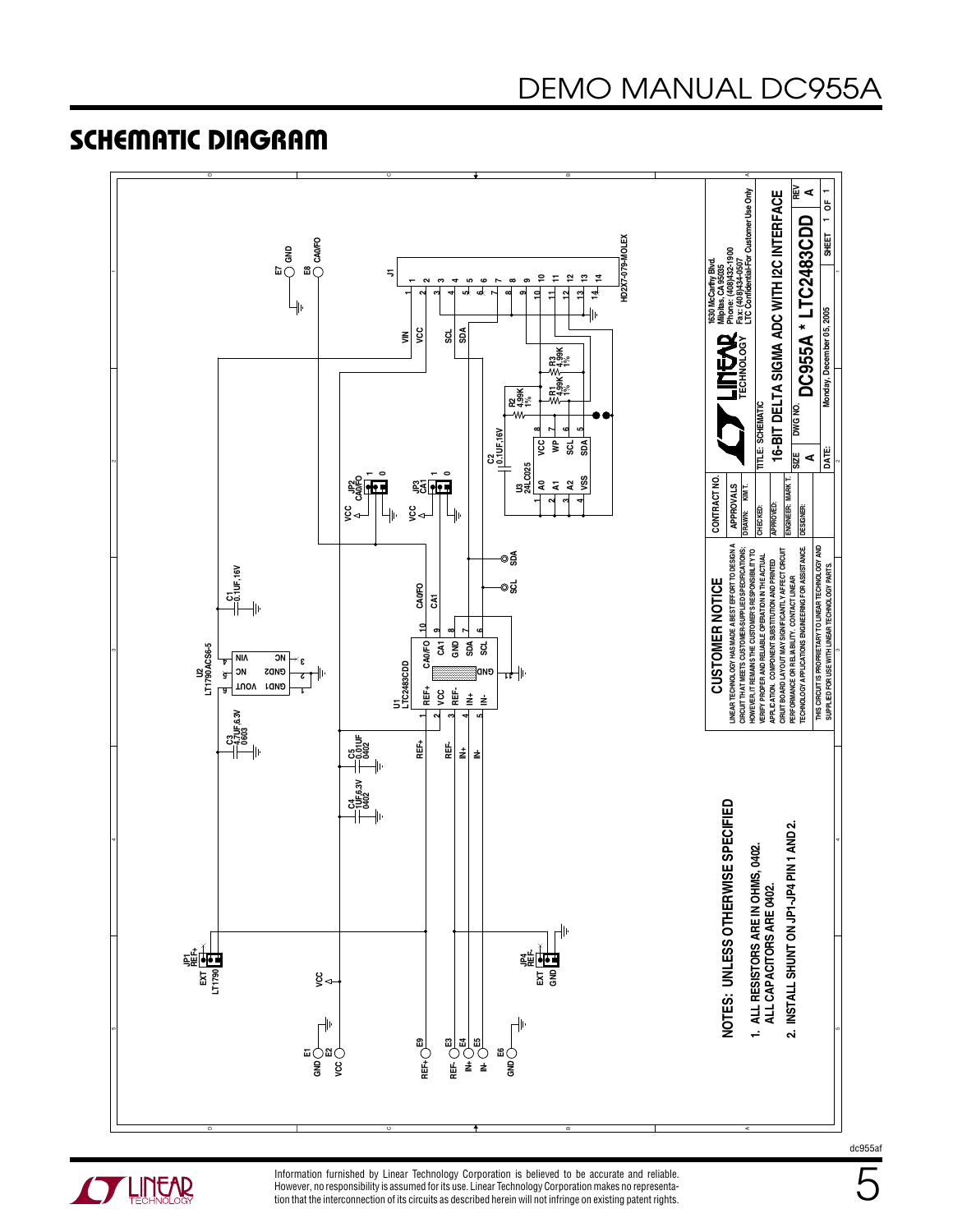## SCHEMATIC DIAGRAM

NOTES: UNLESS OTHERWISE SPECIFIED

1. ALL RESISTORS ARE IN OHMS, 0402.
   ALL CAPACITORS ARE 0402.
2. INSTALL SHUNT ON JP1-JP4 PIN 1 AND 2.

**CUSTOMER NOTICE**

LINEAR TECHNOLOGY HAS MADE A BEST EFFORT TO DESIGN A CIRCUIT THAT MEETS CUSTOMER-SUPPLIED SPECIFICATIONS; HOWEVER, IT REMAINS THE CUSTOMER'S RESPONSIBILITY TO VERIFY PROPER AND RELIABLE OPERATION IN THE ACTUAL APPLICATION. COMPONENT SUBSTITUTION AND PRINTED CIRCUIT BOARD LAYOUT MAY SIGNIFICANTLY AFFECT CIRCUIT PERFORMANCE OR RELIABILITY. CONTACT LINEAR TECHNOLOGY APPLICATIONS ENGINEERING FOR ASSISTANCE.

THIS CIRCUIT IS PROPRIETARY TO LINEAR TECHNOLOGY AND SUPPLIED FOR USE WITH LINEAR TECHNOLOGY PARTS.

| CONTRACT NO. | |
|---|---|
| APPROVALS | |
| DRAWN: | KIM T. |
| CHECKED: | |
| APPROVED: | |
| ENGINEER: | MARK T. |
| DESIGNER: | |

1630 McCarthy Blvd.
Milpitas, CA 95035
Phone: (408)432-1900
Fax: (408)434-0507
LTC Confidential-For Customer Use Only

TITLE: SCHEMATIC
16-BIT DELTA SIGMA ADC WITH I2C INTERFACE

SIZE: A | DWG NO.: DC955A * LTC2483CDD | REV: A

DATE: Monday, December 05, 2005 | SHEET 1 OF 1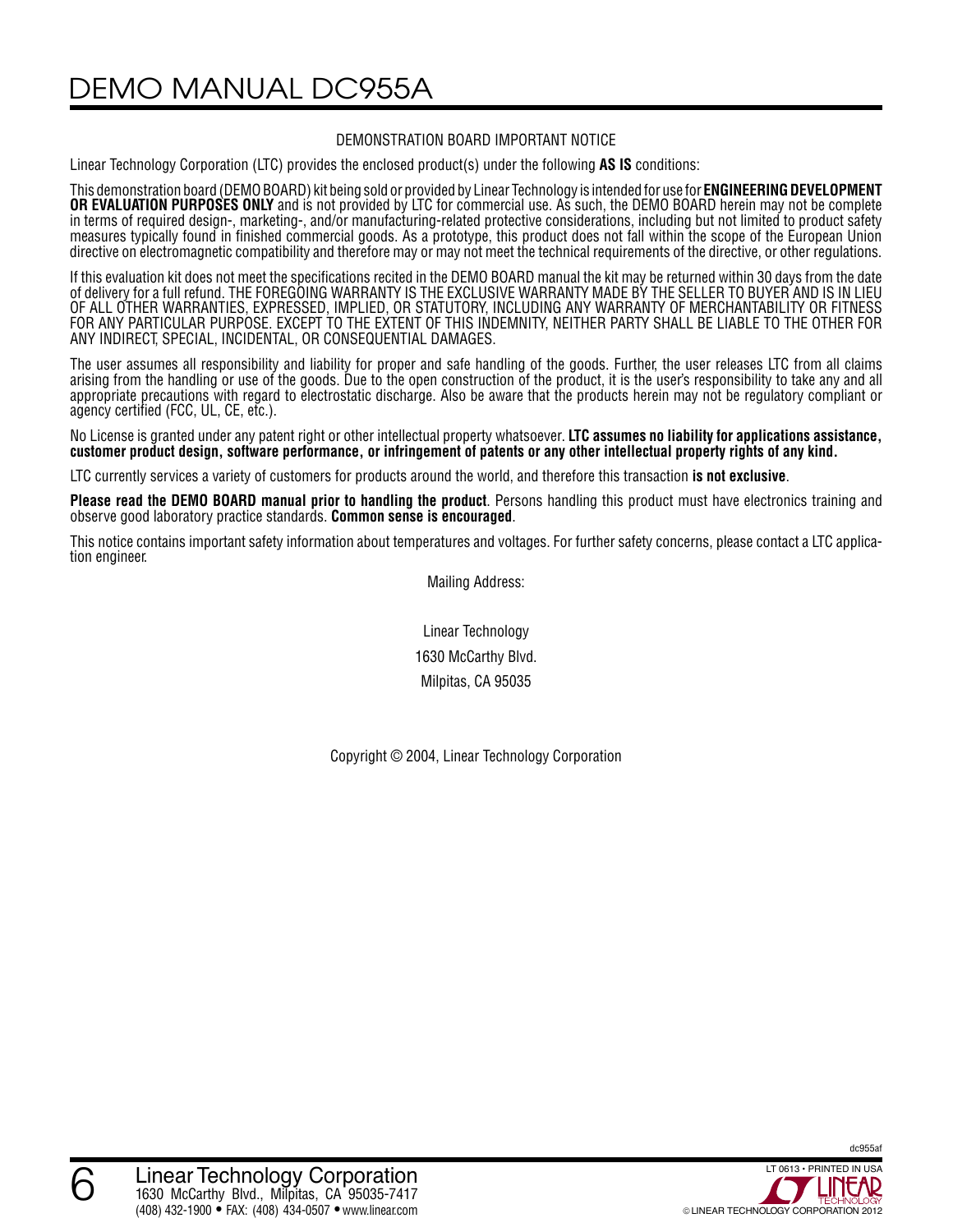DEMONSTRATION BOARD IMPORTANT NOTICE

Linear Technology Corporation (LTC) provides the enclosed product(s) under the following **AS IS** conditions:

This demonstration board (DEMO BOARD) kit being sold or provided by Linear Technology is intended for use for **ENGINEERING DEVELOPMENT OR EVALUATION PURPOSES ONLY** and is not provided by LTC for commercial use. As such, the DEMO BOARD herein may not be complete in terms of required design-, marketing-, and/or manufacturing-related protective considerations, including but not limited to product safety measures typically found in finished commercial goods. As a prototype, this product does not fall within the scope of the European Union directive on electromagnetic compatibility and therefore may or may not meet the technical requirements of the directive, or other regulations.

If this evaluation kit does not meet the specifications recited in the DEMO BOARD manual the kit may be returned within 30 days from the date of delivery for a full refund. THE FOREGOING WARRANTY IS THE EXCLUSIVE WARRANTY MADE BY THE SELLER TO BUYER AND IS IN LIEU OF ALL OTHER WARRANTIES, EXPRESSED, IMPLIED, OR STATUTORY, INCLUDING ANY WARRANTY OF MERCHANTABILITY OR FITNESS FOR ANY PARTICULAR PURPOSE. EXCEPT TO THE EXTENT OF THIS INDEMNITY, NEITHER PARTY SHALL BE LIABLE TO THE OTHER FOR ANY INDIRECT, SPECIAL, INCIDENTAL, OR CONSEQUENTIAL DAMAGES.

The user assumes all responsibility and liability for proper and safe handling of the goods. Further, the user releases LTC from all claims arising from the handling or use of the goods. Due to the open construction of the product, it is the user's responsibility to take any and all appropriate precautions with regard to electrostatic discharge. Also be aware that the products herein may not be regulatory compliant or agency certified (FCC, UL, CE, etc.).

No License is granted under any patent right or other intellectual property whatsoever. **LTC assumes no liability for applications assistance, customer product design, software performance, or infringement of patents or any other intellectual property rights of any kind.**

LTC currently services a variety of customers for products around the world, and therefore this transaction **is not exclusive**.

**Please read the DEMO BOARD manual prior to handling the product**. Persons handling this product must have electronics training and observe good laboratory practice standards. **Common sense is encouraged**.

This notice contains important safety information about temperatures and voltages. For further safety concerns, please contact a LTC application engineer.

Mailing Address:

Linear Technology

1630 McCarthy Blvd.

Milpitas, CA 95035

Copyright © 2004, Linear Technology Corporation

Linear Technology Corporation
1630 McCarthy Blvd., Milpitas, CA 95035-7417
(408) 432-1900 • FAX: (408) 434-0507 • www.linear.com

LT 0613 • PRINTED IN USA
© LINEAR TECHNOLOGY CORPORATION 2012